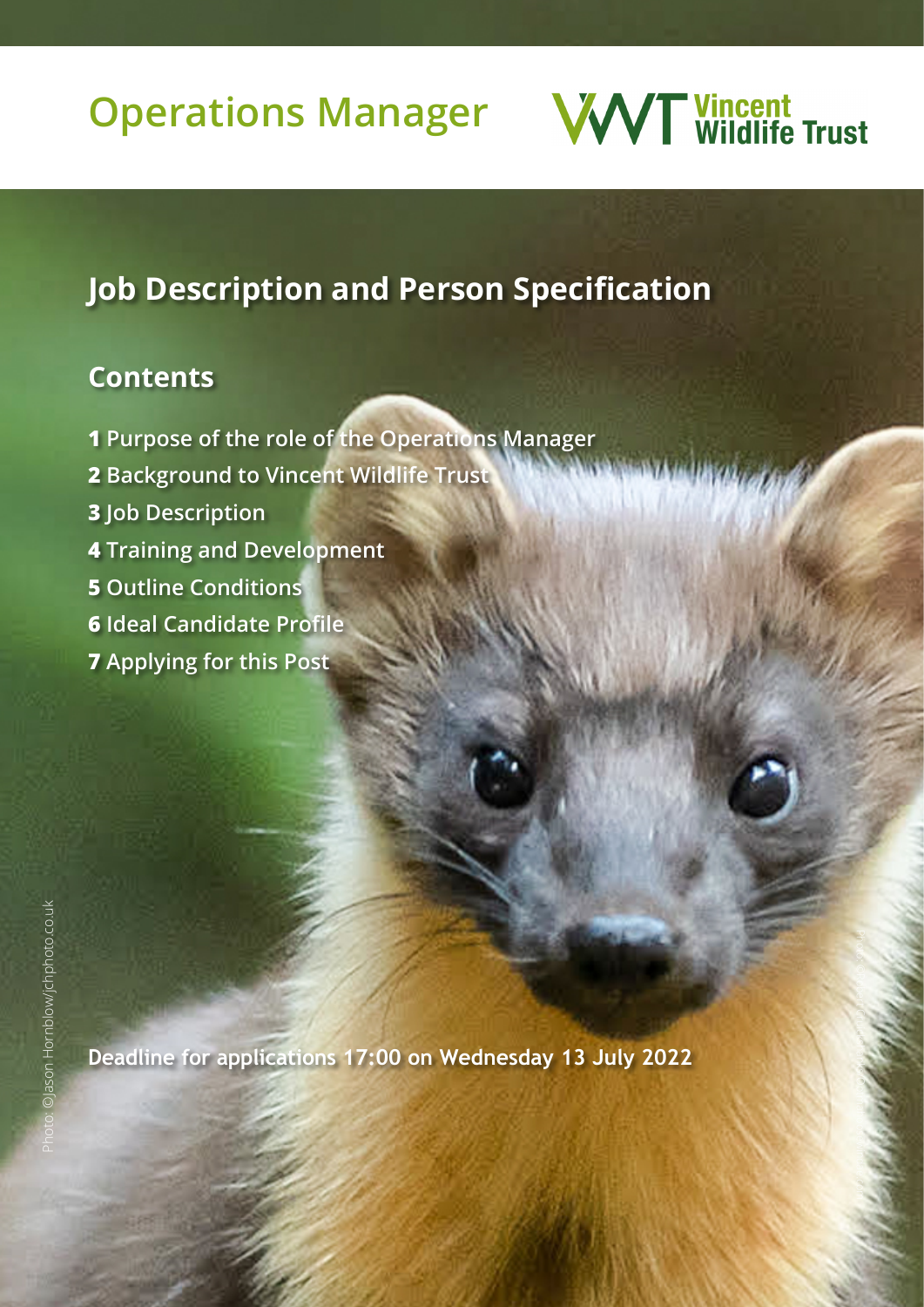# Operations Manager

Vincent Wildlife Trust

## Job Description and Person Specification

### Contents

**1** Purpose of the role of the Operations Manager
**2** Background to Vincent Wildlife Trust
**3** Job Description
**4** Training and Development
**5** Outline Conditions
**6** Ideal Candidate Profile
**7** Applying for this Post

**Deadline for applications 17:00 on Wednesday 13 July 2022**

Photo: ©Jason Hornblow/jchphoto.co.uk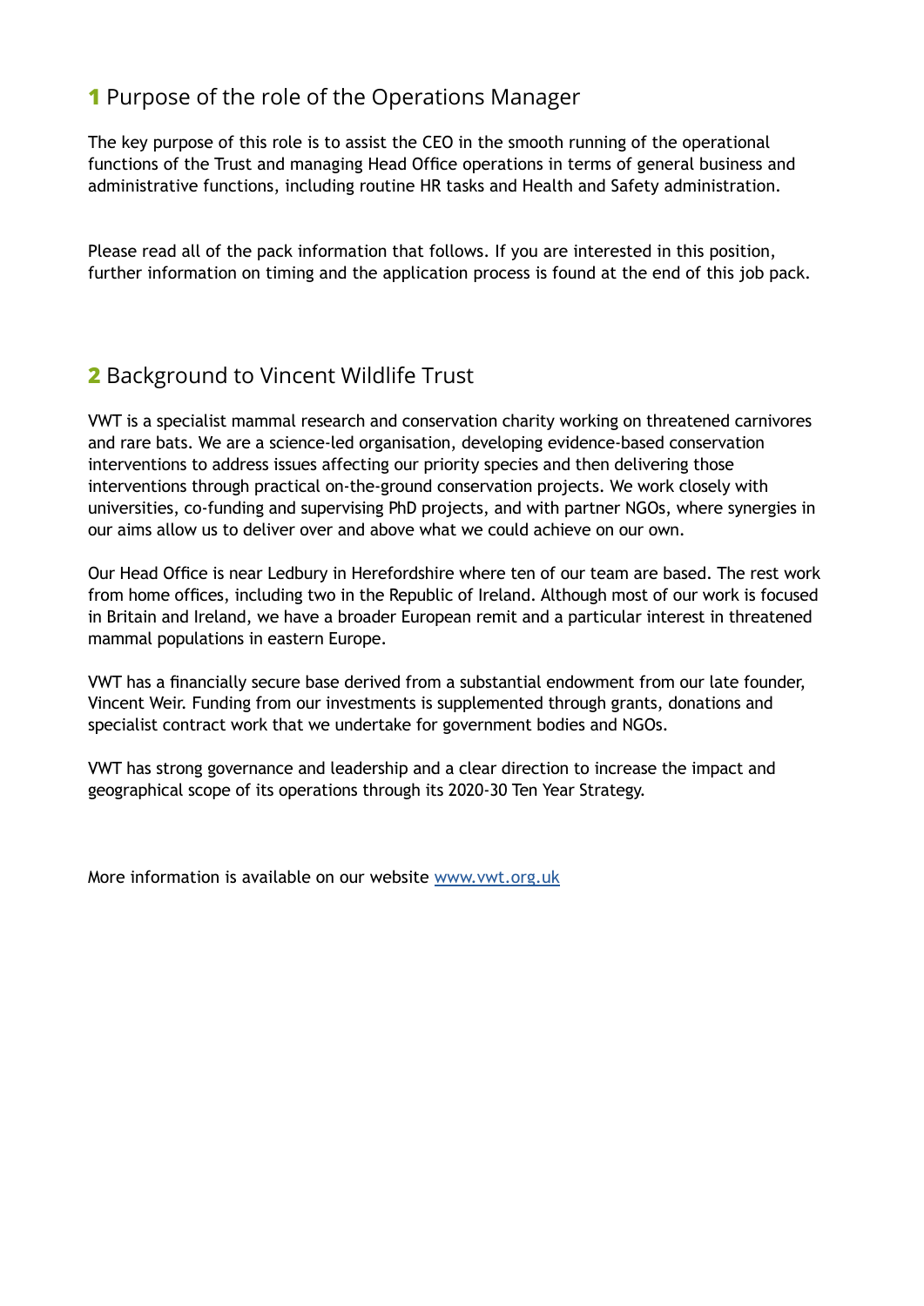## 1 Purpose of the role of the Operations Manager

The key purpose of this role is to assist the CEO in the smooth running of the operational functions of the Trust and managing Head Office operations in terms of general business and administrative functions, including routine HR tasks and Health and Safety administration.

Please read all of the pack information that follows. If you are interested in this position, further information on timing and the application process is found at the end of this job pack.

## 2 Background to Vincent Wildlife Trust

VWT is a specialist mammal research and conservation charity working on threatened carnivores and rare bats. We are a science-led organisation, developing evidence-based conservation interventions to address issues affecting our priority species and then delivering those interventions through practical on-the-ground conservation projects. We work closely with universities, co-funding and supervising PhD projects, and with partner NGOs, where synergies in our aims allow us to deliver over and above what we could achieve on our own.

Our Head Office is near Ledbury in Herefordshire where ten of our team are based. The rest work from home offices, including two in the Republic of Ireland. Although most of our work is focused in Britain and Ireland, we have a broader European remit and a particular interest in threatened mammal populations in eastern Europe.

VWT has a financially secure base derived from a substantial endowment from our late founder, Vincent Weir. Funding from our investments is supplemented through grants, donations and specialist contract work that we undertake for government bodies and NGOs.

VWT has strong governance and leadership and a clear direction to increase the impact and geographical scope of its operations through its 2020-30 Ten Year Strategy.

More information is available on our website [www.vwt.org.uk](http://www.vwt.org.uk)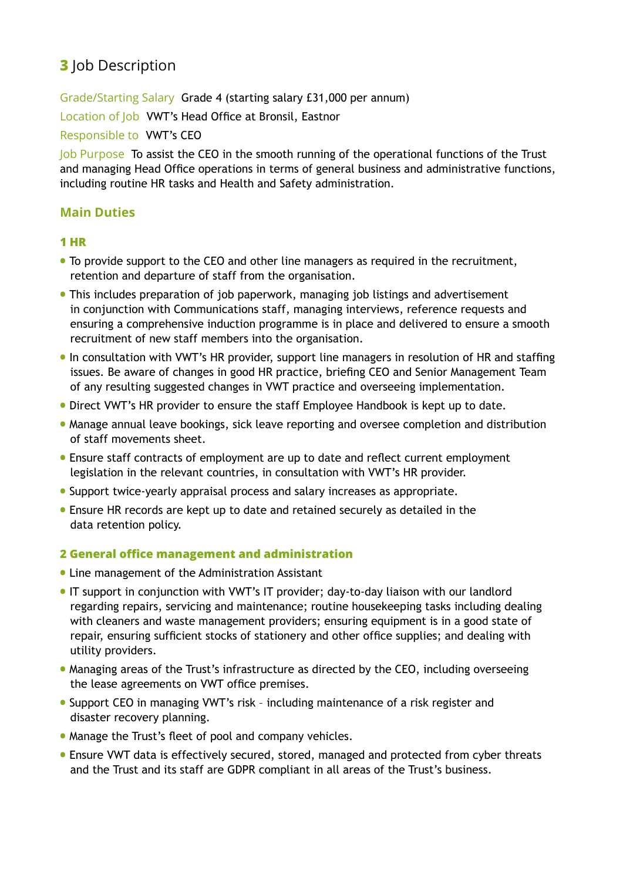# 3 Job Description

Grade/Starting Salary  Grade 4 (starting salary £31,000 per annum)

Location of Job  VWT's Head Office at Bronsil, Eastnor

Responsible to  VWT's CEO

Job Purpose  To assist the CEO in the smooth running of the operational functions of the Trust and managing Head Office operations in terms of general business and administrative functions, including routine HR tasks and Health and Safety administration.

## Main Duties

### 1 HR

- To provide support to the CEO and other line managers as required in the recruitment, retention and departure of staff from the organisation.
- This includes preparation of job paperwork, managing job listings and advertisement in conjunction with Communications staff, managing interviews, reference requests and ensuring a comprehensive induction programme is in place and delivered to ensure a smooth recruitment of new staff members into the organisation.
- In consultation with VWT's HR provider, support line managers in resolution of HR and staffing issues. Be aware of changes in good HR practice, briefing CEO and Senior Management Team of any resulting suggested changes in VWT practice and overseeing implementation.
- Direct VWT's HR provider to ensure the staff Employee Handbook is kept up to date.
- Manage annual leave bookings, sick leave reporting and oversee completion and distribution of staff movements sheet.
- Ensure staff contracts of employment are up to date and reflect current employment legislation in the relevant countries, in consultation with VWT's HR provider.
- Support twice-yearly appraisal process and salary increases as appropriate.
- Ensure HR records are kept up to date and retained securely as detailed in the data retention policy.

### 2 General office management and administration

- Line management of the Administration Assistant
- IT support in conjunction with VWT's IT provider; day-to-day liaison with our landlord regarding repairs, servicing and maintenance; routine housekeeping tasks including dealing with cleaners and waste management providers; ensuring equipment is in a good state of repair, ensuring sufficient stocks of stationery and other office supplies; and dealing with utility providers.
- Managing areas of the Trust's infrastructure as directed by the CEO, including overseeing the lease agreements on VWT office premises.
- Support CEO in managing VWT's risk – including maintenance of a risk register and disaster recovery planning.
- Manage the Trust's fleet of pool and company vehicles.
- Ensure VWT data is effectively secured, stored, managed and protected from cyber threats and the Trust and its staff are GDPR compliant in all areas of the Trust's business.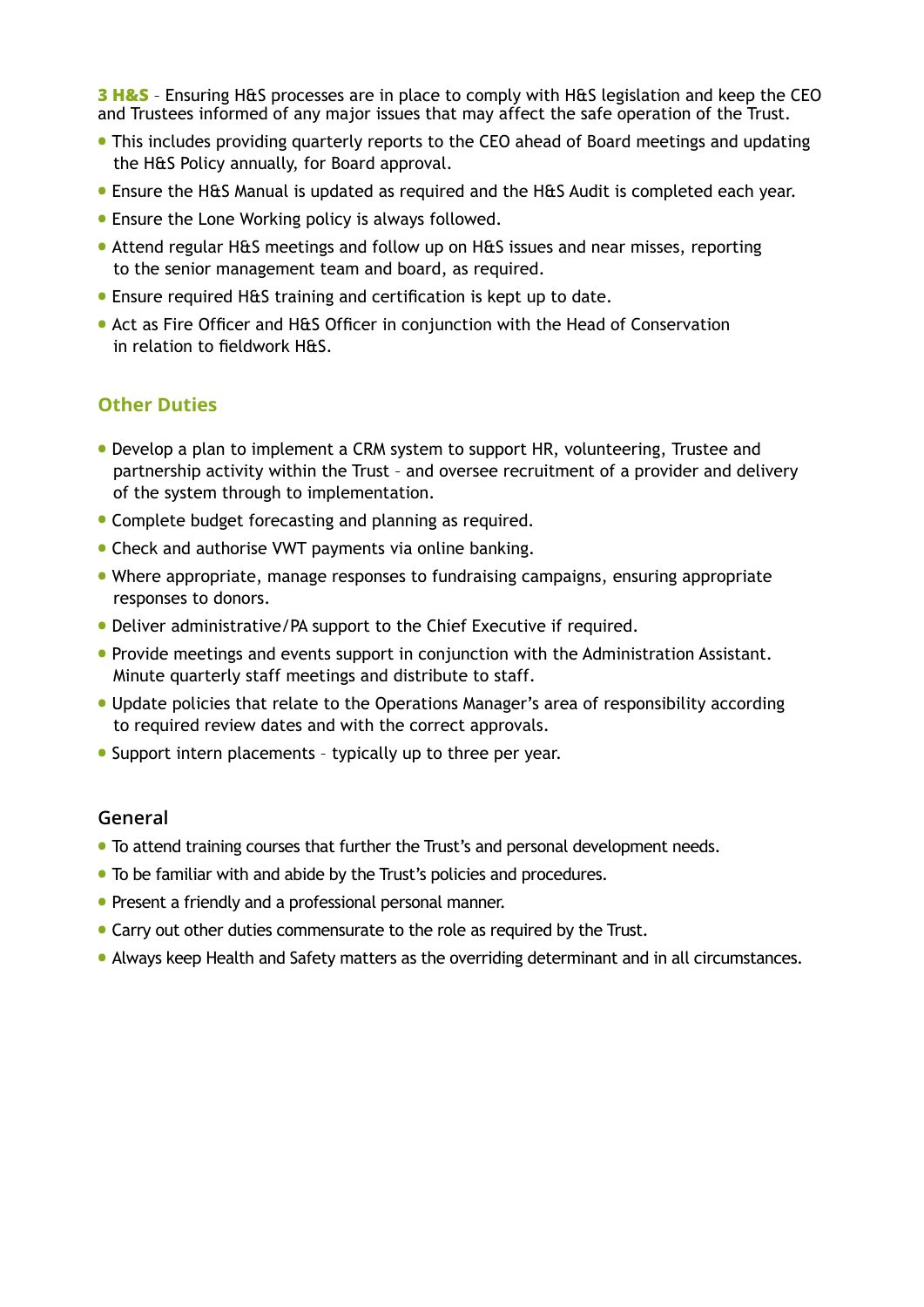**3 H&S** – Ensuring H&S processes are in place to comply with H&S legislation and keep the CEO and Trustees informed of any major issues that may affect the safe operation of the Trust.

- This includes providing quarterly reports to the CEO ahead of Board meetings and updating the H&S Policy annually, for Board approval.
- Ensure the H&S Manual is updated as required and the H&S Audit is completed each year.
- Ensure the Lone Working policy is always followed.
- Attend regular H&S meetings and follow up on H&S issues and near misses, reporting to the senior management team and board, as required.
- Ensure required H&S training and certification is kept up to date.
- Act as Fire Officer and H&S Officer in conjunction with the Head of Conservation in relation to fieldwork H&S.

## Other Duties

- Develop a plan to implement a CRM system to support HR, volunteering, Trustee and partnership activity within the Trust – and oversee recruitment of a provider and delivery of the system through to implementation.
- Complete budget forecasting and planning as required.
- Check and authorise VWT payments via online banking.
- Where appropriate, manage responses to fundraising campaigns, ensuring appropriate responses to donors.
- Deliver administrative/PA support to the Chief Executive if required.
- Provide meetings and events support in conjunction with the Administration Assistant. Minute quarterly staff meetings and distribute to staff.
- Update policies that relate to the Operations Manager's area of responsibility according to required review dates and with the correct approvals.
- Support intern placements – typically up to three per year.

### General

- To attend training courses that further the Trust's and personal development needs.
- To be familiar with and abide by the Trust's policies and procedures.
- Present a friendly and a professional personal manner.
- Carry out other duties commensurate to the role as required by the Trust.
- Always keep Health and Safety matters as the overriding determinant and in all circumstances.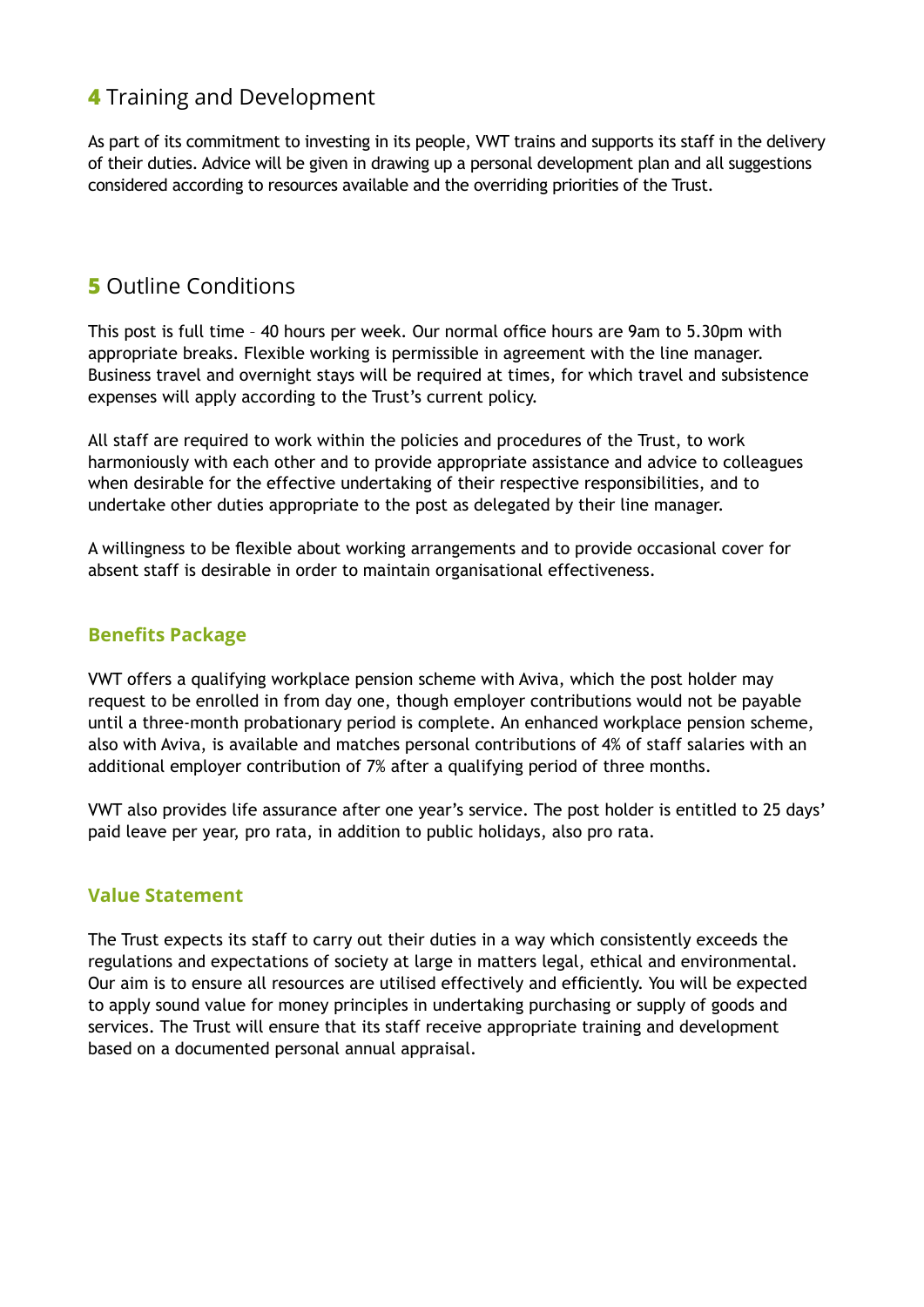## 4 Training and Development

As part of its commitment to investing in its people, VWT trains and supports its staff in the delivery of their duties. Advice will be given in drawing up a personal development plan and all suggestions considered according to resources available and the overriding priorities of the Trust.

## 5 Outline Conditions

This post is full time – 40 hours per week. Our normal office hours are 9am to 5.30pm with appropriate breaks. Flexible working is permissible in agreement with the line manager. Business travel and overnight stays will be required at times, for which travel and subsistence expenses will apply according to the Trust's current policy.

All staff are required to work within the policies and procedures of the Trust, to work harmoniously with each other and to provide appropriate assistance and advice to colleagues when desirable for the effective undertaking of their respective responsibilities, and to undertake other duties appropriate to the post as delegated by their line manager.

A willingness to be flexible about working arrangements and to provide occasional cover for absent staff is desirable in order to maintain organisational effectiveness.

### Benefits Package

VWT offers a qualifying workplace pension scheme with Aviva, which the post holder may request to be enrolled in from day one, though employer contributions would not be payable until a three-month probationary period is complete. An enhanced workplace pension scheme, also with Aviva, is available and matches personal contributions of 4% of staff salaries with an additional employer contribution of 7% after a qualifying period of three months.

VWT also provides life assurance after one year's service. The post holder is entitled to 25 days' paid leave per year, pro rata, in addition to public holidays, also pro rata.

### Value Statement

The Trust expects its staff to carry out their duties in a way which consistently exceeds the regulations and expectations of society at large in matters legal, ethical and environmental. Our aim is to ensure all resources are utilised effectively and efficiently. You will be expected to apply sound value for money principles in undertaking purchasing or supply of goods and services. The Trust will ensure that its staff receive appropriate training and development based on a documented personal annual appraisal.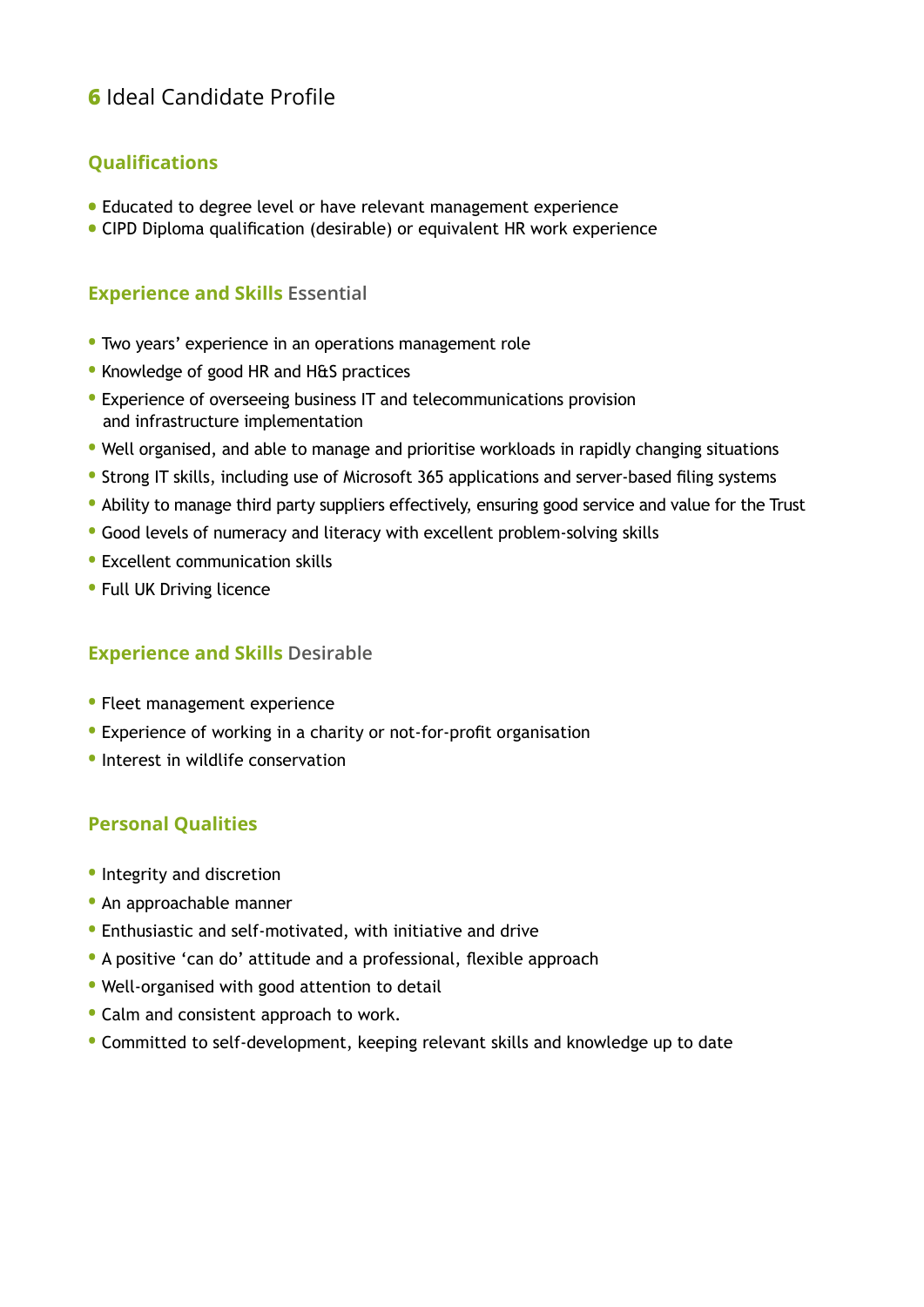# 6 Ideal Candidate Profile

## Qualifications

- Educated to degree level or have relevant management experience
- CIPD Diploma qualification (desirable) or equivalent HR work experience

## Experience and Skills Essential

- Two years' experience in an operations management role
- Knowledge of good HR and H&S practices
- Experience of overseeing business IT and telecommunications provision and infrastructure implementation
- Well organised, and able to manage and prioritise workloads in rapidly changing situations
- Strong IT skills, including use of Microsoft 365 applications and server-based filing systems
- Ability to manage third party suppliers effectively, ensuring good service and value for the Trust
- Good levels of numeracy and literacy with excellent problem-solving skills
- Excellent communication skills
- Full UK Driving licence

## Experience and Skills Desirable

- Fleet management experience
- Experience of working in a charity or not-for-profit organisation
- Interest in wildlife conservation

## Personal Qualities

- Integrity and discretion
- An approachable manner
- Enthusiastic and self-motivated, with initiative and drive
- A positive 'can do' attitude and a professional, flexible approach
- Well-organised with good attention to detail
- Calm and consistent approach to work.
- Committed to self-development, keeping relevant skills and knowledge up to date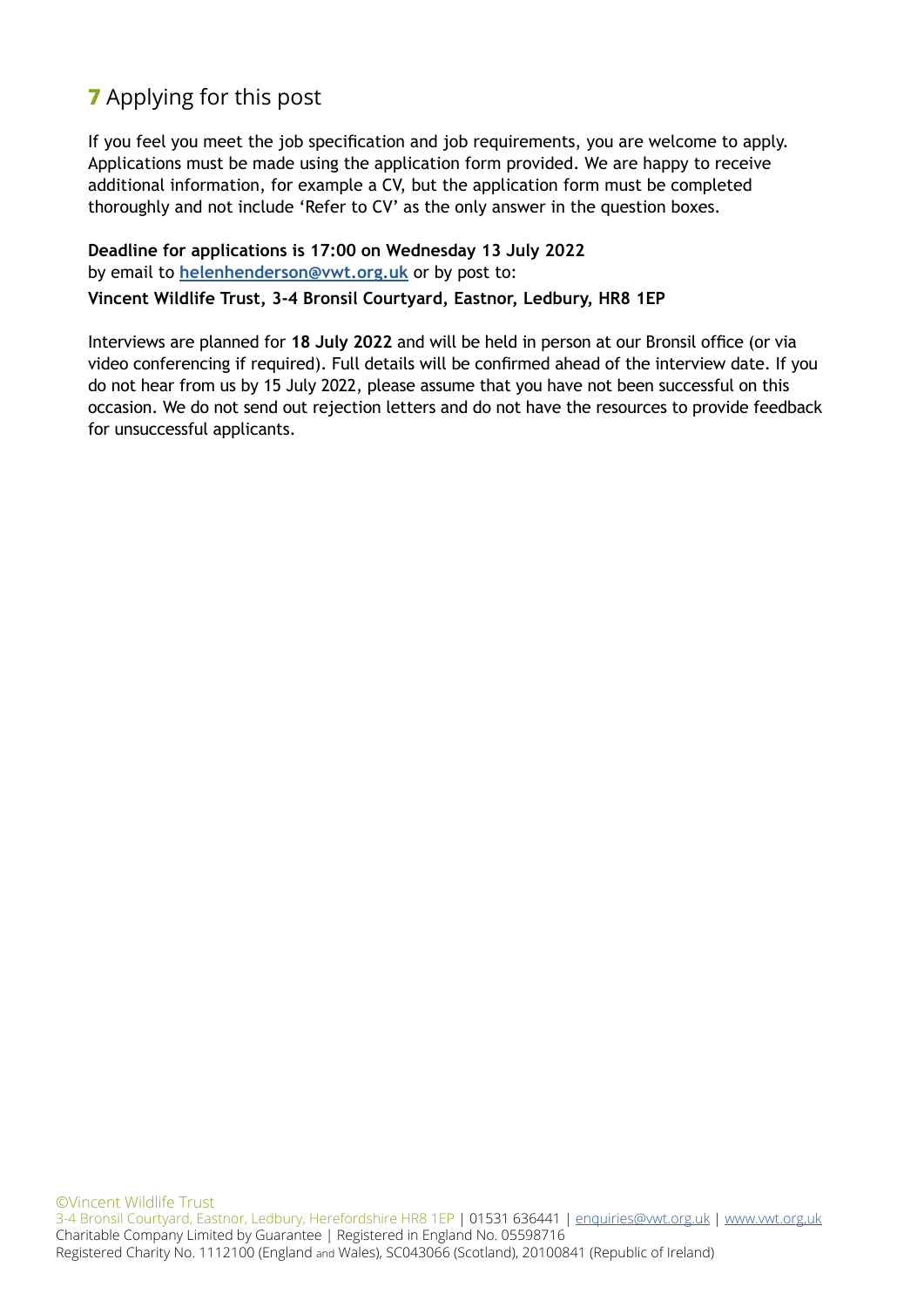## 7 Applying for this post

If you feel you meet the job specification and job requirements, you are welcome to apply. Applications must be made using the application form provided. We are happy to receive additional information, for example a CV, but the application form must be completed thoroughly and not include 'Refer to CV' as the only answer in the question boxes.

**Deadline for applications is 17:00 on Wednesday 13 July 2022**
by email to **helenhenderson@vwt.org.uk** or by post to:
**Vincent Wildlife Trust, 3-4 Bronsil Courtyard, Eastnor, Ledbury, HR8 1EP**

Interviews are planned for **18 July 2022** and will be held in person at our Bronsil office (or via video conferencing if required). Full details will be confirmed ahead of the interview date. If you do not hear from us by 15 July 2022, please assume that you have not been successful on this occasion. We do not send out rejection letters and do not have the resources to provide feedback for unsuccessful applicants.

©Vincent Wildlife Trust
3-4 Bronsil Courtyard, Eastnor, Ledbury, Herefordshire HR8 1EP | 01531 636441 | enquiries@vwt.org.uk | www.vwt.org.uk
Charitable Company Limited by Guarantee | Registered in England No. 05598716
Registered Charity No. 1112100 (England and Wales), SC043066 (Scotland), 20100841 (Republic of Ireland)